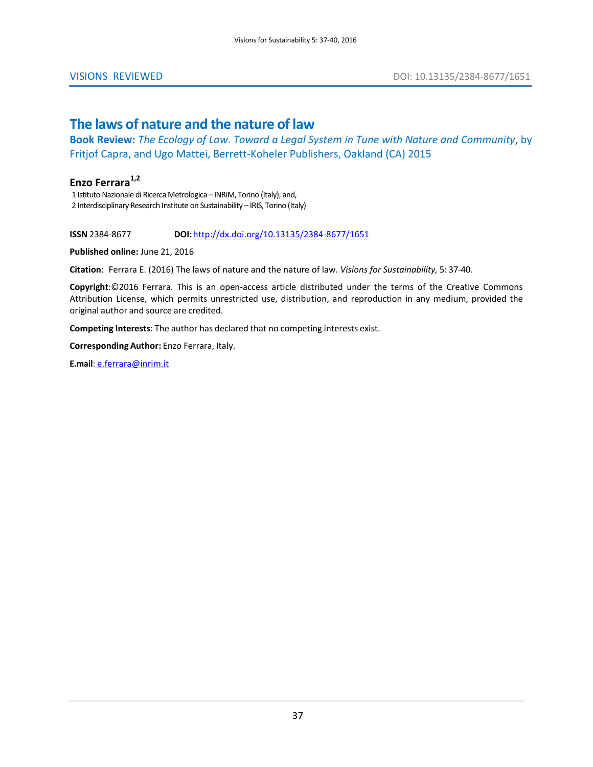VISIONS REVIEWED

DOI: 10.13135/2384-8677/1651

# The laws of nature and the nature of law

**Book Review:** *The Ecology of Law. Toward a Legal System in Tune with Nature and Community*, by Fritjof Capra, and Ugo Mattei, Berrett-Koheler Publishers, Oakland (CA) 2015

**Enzo Ferrara**[1,2]

1 Istituto Nazionale di Ricerca Metrologica – INRiM, Torino (Italy); and,
2 Interdisciplinary Research Institute on Sustainability – IRIS, Torino (Italy)

**ISSN** 2384-8677 **DOI:** http://dx.doi.org/10.13135/2384-8677/1651

**Published online:** June 21, 2016

**Citation**: Ferrara E. (2016) The laws of nature and the nature of law. *Visions for Sustainability,* 5: 37-40.

**Copyright**:©2016 Ferrara. This is an open-access article distributed under the terms of the Creative Commons Attribution License, which permits unrestricted use, distribution, and reproduction in any medium, provided the original author and source are credited.

**Competing Interests**: The author has declared that no competing interests exist.

**Corresponding Author:** Enzo Ferrara, Italy.

**E.mail**: e.ferrara@inrim.it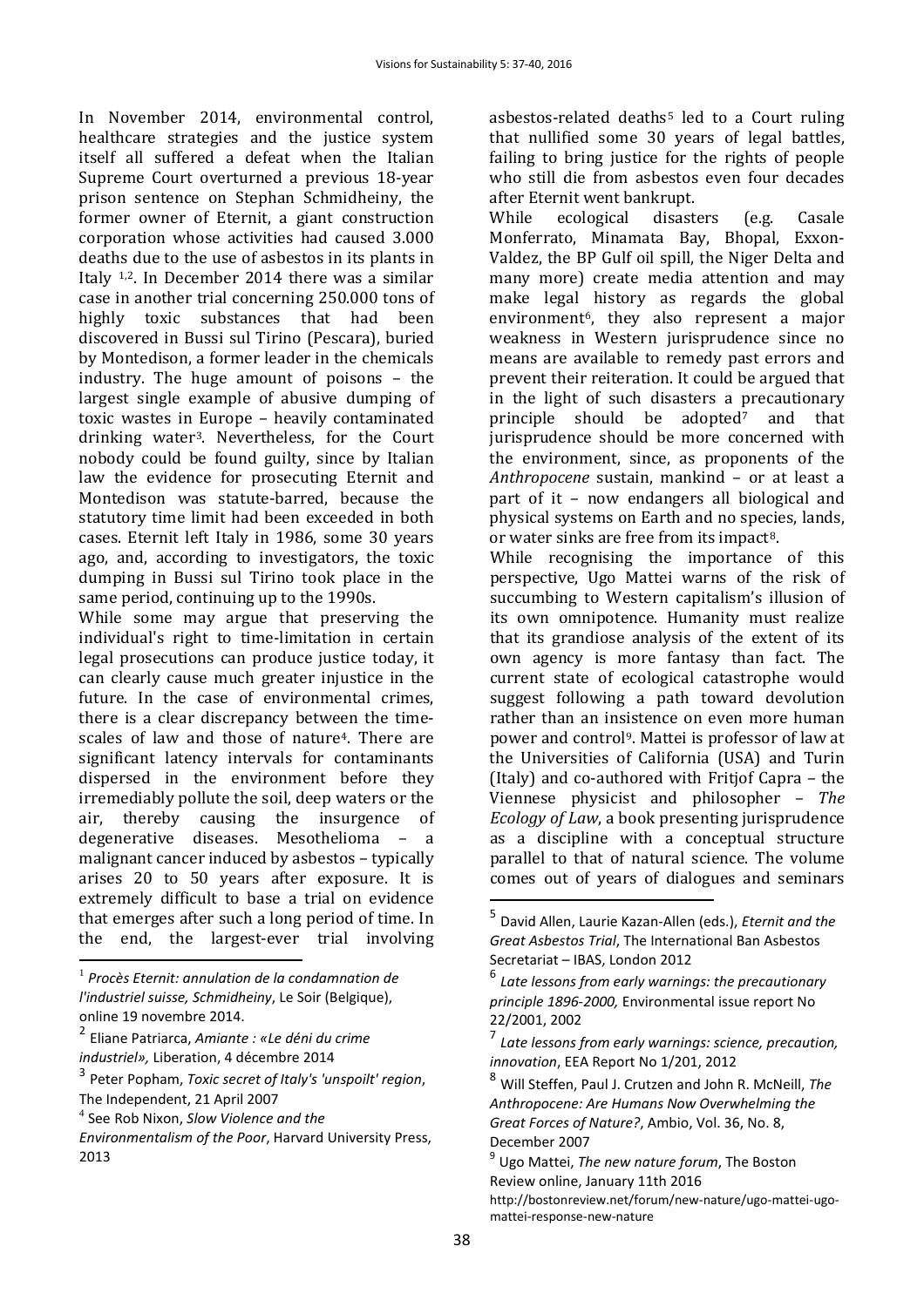In November 2014, environmental control, healthcare strategies and the justice system itself all suffered a defeat when the Italian Supreme Court overturned a previous 18-year prison sentence on Stephan Schmidheiny, the former owner of Eternit, a giant construction corporation whose activities had caused 3.000 deaths due to the use of asbestos in its plants in Italy [1,2]. In December 2014 there was a similar case in another trial concerning 250.000 tons of highly toxic substances that had been discovered in Bussi sul Tirino (Pescara), buried by Montedison, a former leader in the chemicals industry. The huge amount of poisons – the largest single example of abusive dumping of toxic wastes in Europe – heavily contaminated drinking water[3]. Nevertheless, for the Court nobody could be found guilty, since by Italian law the evidence for prosecuting Eternit and Montedison was statute-barred, because the statutory time limit had been exceeded in both cases. Eternit left Italy in 1986, some 30 years ago, and, according to investigators, the toxic dumping in Bussi sul Tirino took place in the same period, continuing up to the 1990s.

While some may argue that preserving the individual's right to time-limitation in certain legal prosecutions can produce justice today, it can clearly cause much greater injustice in the future. In the case of environmental crimes, there is a clear discrepancy between the time-scales of law and those of nature[4]. There are significant latency intervals for contaminants dispersed in the environment before they irremediably pollute the soil, deep waters or the air, thereby causing the insurgence of degenerative diseases. Mesothelioma – a malignant cancer induced by asbestos – typically arises 20 to 50 years after exposure. It is extremely difficult to base a trial on evidence that emerges after such a long period of time. In the end, the largest-ever trial involving asbestos-related deaths[5] led to a Court ruling that nullified some 30 years of legal battles, failing to bring justice for the rights of people who still die from asbestos even four decades after Eternit went bankrupt.

While ecological disasters (e.g. Casale Monferrato, Minamata Bay, Bhopal, Exxon-Valdez, the BP Gulf oil spill, the Niger Delta and many more) create media attention and may make legal history as regards the global environment[6], they also represent a major weakness in Western jurisprudence since no means are available to remedy past errors and prevent their reiteration. It could be argued that in the light of such disasters a precautionary principle should be adopted[7] and that jurisprudence should be more concerned with the environment, since, as proponents of the *Anthropocene* sustain, mankind – or at least a part of it – now endangers all biological and physical systems on Earth and no species, lands, or water sinks are free from its impact[8].

While recognising the importance of this perspective, Ugo Mattei warns of the risk of succumbing to Western capitalism's illusion of its own omnipotence. Humanity must realize that its grandiose analysis of the extent of its own agency is more fantasy than fact. The current state of ecological catastrophe would suggest following a path toward devolution rather than an insistence on even more human power and control[9]. Mattei is professor of law at the Universities of California (USA) and Turin (Italy) and co-authored with Fritjof Capra – the Viennese physicist and philosopher – *The Ecology of Law*, a book presenting jurisprudence as a discipline with a conceptual structure parallel to that of natural science. The volume comes out of years of dialogues and seminars

---

[1] *Procès Eternit: annulation de la condamnation de l'industriel suisse, Schmidheiny*, Le Soir (Belgique), online 19 novembre 2014.

[2] Eliane Patriarca, *Amiante : «Le déni du crime industriel»,* Liberation, 4 décembre 2014

[3] Peter Popham, *Toxic secret of Italy's 'unspoilt' region*, The Independent, 21 April 2007

[4] See Rob Nixon, *Slow Violence and the Environmentalism of the Poor*, Harvard University Press, 2013

[5] David Allen, Laurie Kazan-Allen (eds.), *Eternit and the Great Asbestos Trial*, The International Ban Asbestos Secretariat – IBAS, London 2012

[6] *Late lessons from early warnings: the precautionary principle 1896-2000,* Environmental issue report No 22/2001, 2002

[7] *Late lessons from early warnings: science, precaution, innovation*, EEA Report No 1/201, 2012

[8] Will Steffen, Paul J. Crutzen and John R. McNeill, *The Anthropocene: Are Humans Now Overwhelming the Great Forces of Nature?*, Ambio, Vol. 36, No. 8, December 2007

[9] Ugo Mattei, *The new nature forum*, The Boston Review online, January 11th 2016 http://bostonreview.net/forum/new-nature/ugo-mattei-ugo-mattei-response-new-nature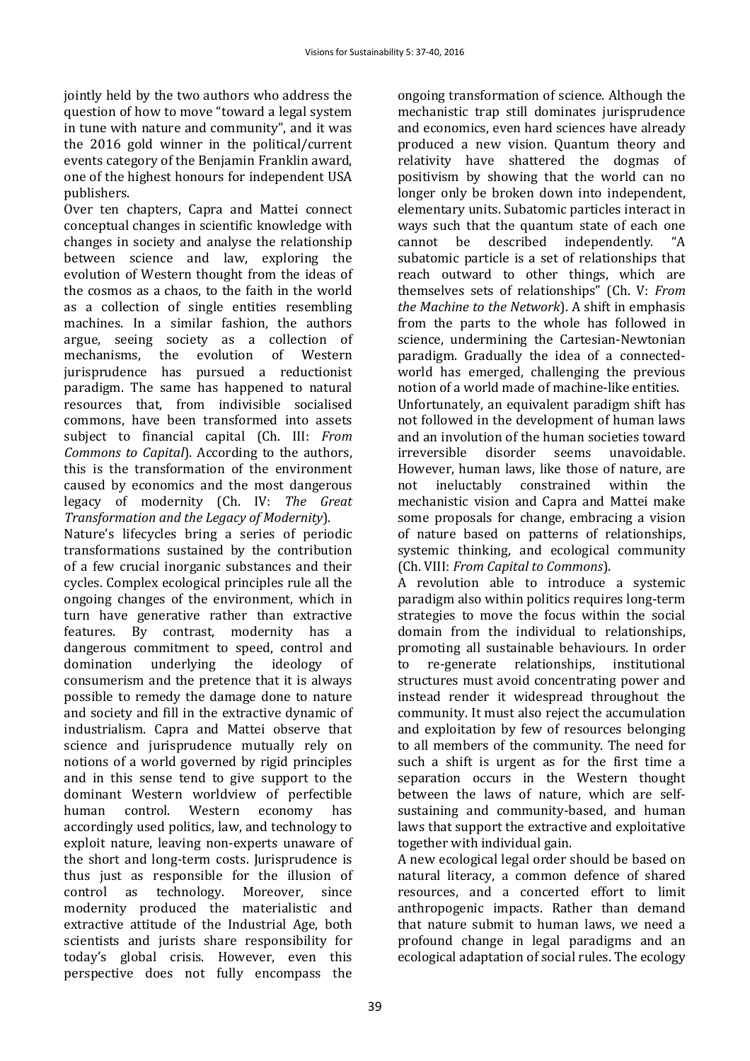jointly held by the two authors who address the question of how to move "toward a legal system in tune with nature and community", and it was the 2016 gold winner in the political/current events category of the Benjamin Franklin award, one of the highest honours for independent USA publishers.

Over ten chapters, Capra and Mattei connect conceptual changes in scientific knowledge with changes in society and analyse the relationship between science and law, exploring the evolution of Western thought from the ideas of the cosmos as a chaos, to the faith in the world as a collection of single entities resembling machines. In a similar fashion, the authors argue, seeing society as a collection of mechanisms, the evolution of Western jurisprudence has pursued a reductionist paradigm. The same has happened to natural resources that, from indivisible socialised commons, have been transformed into assets subject to financial capital (Ch. III: *From Commons to Capital*). According to the authors, this is the transformation of the environment caused by economics and the most dangerous legacy of modernity (Ch. IV: *The Great Transformation and the Legacy of Modernity*).

Nature's lifecycles bring a series of periodic transformations sustained by the contribution of a few crucial inorganic substances and their cycles. Complex ecological principles rule all the ongoing changes of the environment, which in turn have generative rather than extractive features. By contrast, modernity has a dangerous commitment to speed, control and domination underlying the ideology of consumerism and the pretence that it is always possible to remedy the damage done to nature and society and fill in the extractive dynamic of industrialism. Capra and Mattei observe that science and jurisprudence mutually rely on notions of a world governed by rigid principles and in this sense tend to give support to the dominant Western worldview of perfectible human control. Western economy has accordingly used politics, law, and technology to exploit nature, leaving non-experts unaware of the short and long-term costs. Jurisprudence is thus just as responsible for the illusion of control as technology. Moreover, since modernity produced the materialistic and extractive attitude of the Industrial Age, both scientists and jurists share responsibility for today's global crisis. However, even this perspective does not fully encompass the ongoing transformation of science. Although the mechanistic trap still dominates jurisprudence and economics, even hard sciences have already produced a new vision. Quantum theory and relativity have shattered the dogmas of positivism by showing that the world can no longer only be broken down into independent, elementary units. Subatomic particles interact in ways such that the quantum state of each one cannot be described independently. "A subatomic particle is a set of relationships that reach outward to other things, which are themselves sets of relationships" (Ch. V: *From the Machine to the Network*). A shift in emphasis from the parts to the whole has followed in science, undermining the Cartesian-Newtonian paradigm. Gradually the idea of a connected-world has emerged, challenging the previous notion of a world made of machine-like entities.

Unfortunately, an equivalent paradigm shift has not followed in the development of human laws and an involution of the human societies toward irreversible disorder seems unavoidable. However, human laws, like those of nature, are not ineluctably constrained within the mechanistic vision and Capra and Mattei make some proposals for change, embracing a vision of nature based on patterns of relationships, systemic thinking, and ecological community (Ch. VIII: *From Capital to Commons*).

A revolution able to introduce a systemic paradigm also within politics requires long-term strategies to move the focus within the social domain from the individual to relationships, promoting all sustainable behaviours. In order to re-generate relationships, institutional structures must avoid concentrating power and instead render it widespread throughout the community. It must also reject the accumulation and exploitation by few of resources belonging to all members of the community. The need for such a shift is urgent as for the first time a separation occurs in the Western thought between the laws of nature, which are self-sustaining and community-based, and human laws that support the extractive and exploitative together with individual gain.

A new ecological legal order should be based on natural literacy, a common defence of shared resources, and a concerted effort to limit anthropogenic impacts. Rather than demand that nature submit to human laws, we need a profound change in legal paradigms and an ecological adaptation of social rules. The ecology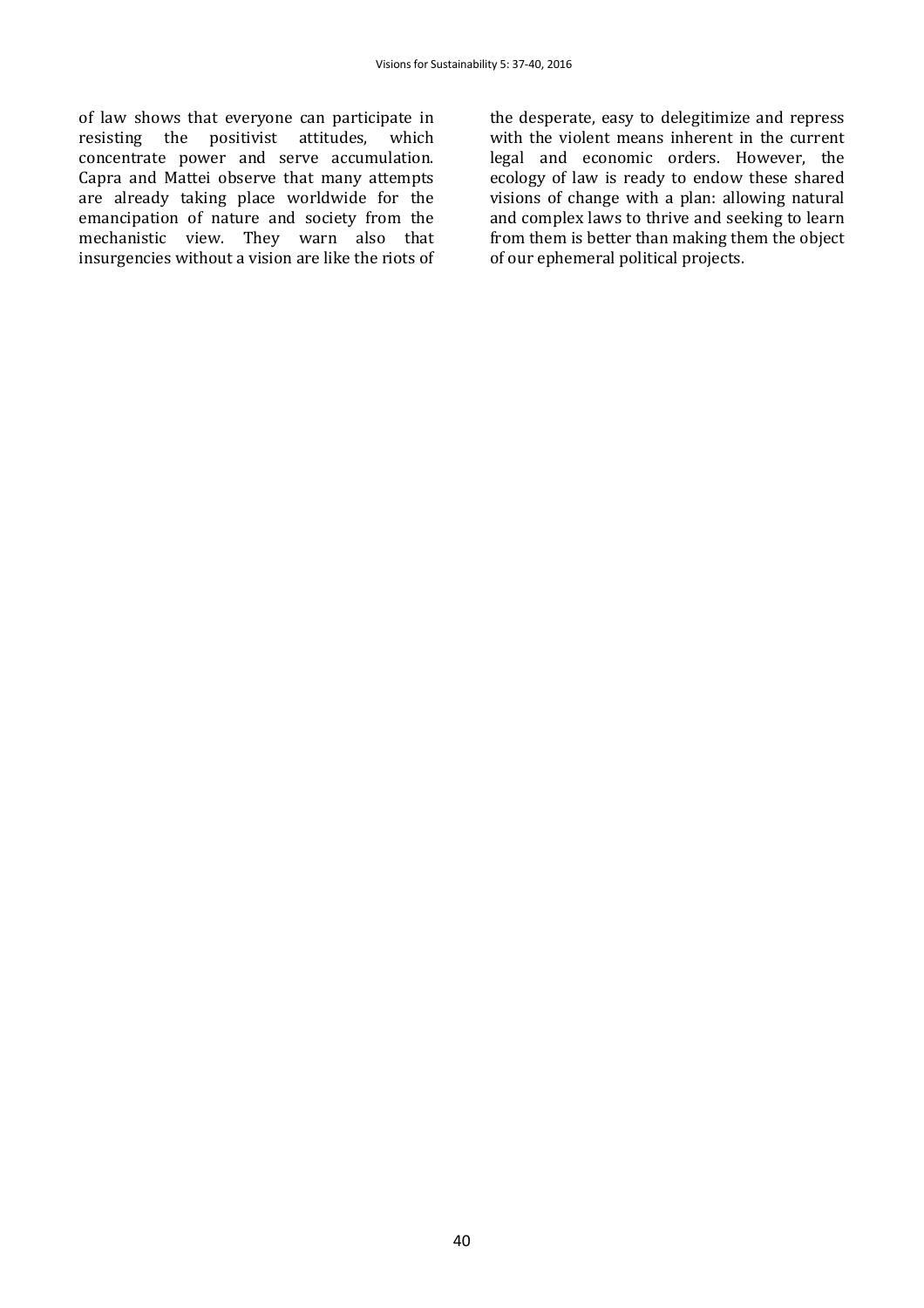of law shows that everyone can participate in resisting the positivist attitudes, which concentrate power and serve accumulation. Capra and Mattei observe that many attempts are already taking place worldwide for the emancipation of nature and society from the mechanistic view. They warn also that insurgencies without a vision are like the riots of the desperate, easy to delegitimize and repress with the violent means inherent in the current legal and economic orders. However, the ecology of law is ready to endow these shared visions of change with a plan: allowing natural and complex laws to thrive and seeking to learn from them is better than making them the object of our ephemeral political projects.